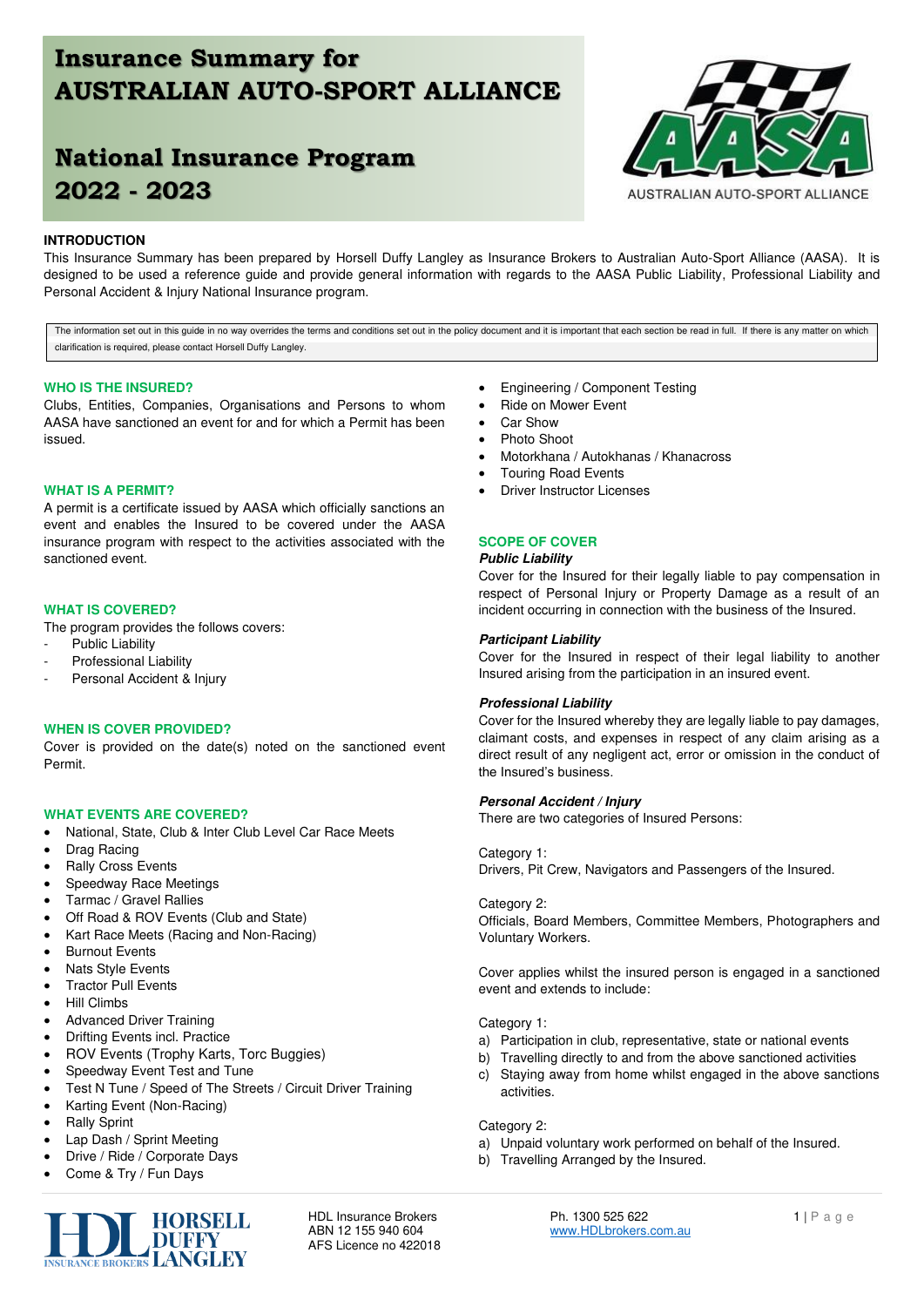# Insurance Summary for AUSTRALIAN AUTO-SPORT ALLIANCE

# National Insurance Program 2022 - 2023

AUSTRALIAN AUTO-SPORT ALLIANCE

## INTRODUCTION

This Insurance Summary has been prepared by Horsell Duffy Langley as Insurance Brokers to Australian Auto-Sport Alliance (AASA). It is designed to be used a reference guide and provide general information with regards to the AASA Public Liability, Professional Liability and Personal Accident & Injury National Insurance program.

> The information set out in this guide in no way overrides the terms and conditions set out in the policy document and it is important that each section be read in full. If there is any matter on which clarification is required, please contact Horsell Duffy Langley.

## WHO IS THE INSURED?

Clubs, Entities, Companies, Organisations and Persons to whom AASA have sanctioned an event for and for which a Permit has been issued.

## WHAT IS A PERMIT?

A permit is a certificate issued by AASA which officially sanctions an event and enables the Insured to be covered under the AASA insurance program with respect to the activities associated with the sanctioned event.

## WHAT IS COVERED?

The program provides the follows covers:

- Public Liability
- Professional Liability
- Personal Accident & Injury

## WHEN IS COVER PROVIDED?

Cover is provided on the date(s) noted on the sanctioned event Permit.

## WHAT EVENTS ARE COVERED?

- National, State, Club & Inter Club Level Car Race Meets
- Drag Racing
- Rally Cross Events
- Speedway Race Meetings
- Tarmac / Gravel Rallies
- Off Road & ROV Events (Club and State)
- Kart Race Meets (Racing and Non-Racing)
- Burnout Events
- Nats Style Events
- Tractor Pull Events
- Hill Climbs
- Advanced Driver Training
- Drifting Events incl. Practice
- ROV Events (Trophy Karts, Torc Buggies)
- Speedway Event Test and Tune
- Test N Tune / Speed of The Streets / Circuit Driver Training
- Karting Event (Non-Racing)
- Rally Sprint
- Lap Dash / Sprint Meeting
- Drive / Ride / Corporate Days
- Come & Try / Fun Days
- Engineering / Component Testing
- Ride on Mower Event
- Car Show
- Photo Shoot
- Motorkhana / Autokhanas / Khanacross
- Touring Road Events
- Driver Instructor Licenses

## SCOPE OF COVER

### *Public Liability*

Cover for the Insured for their legally liable to pay compensation in respect of Personal Injury or Property Damage as a result of an incident occurring in connection with the business of the Insured.

### *Participant Liability*

Cover for the Insured in respect of their legal liability to another Insured arising from the participation in an insured event.

### *Professional Liability*

Cover for the Insured whereby they are legally liable to pay damages, claimant costs, and expenses in respect of any claim arising as a direct result of any negligent act, error or omission in the conduct of the Insured's business.

### *Personal Accident / Injury*

There are two categories of Insured Persons:

Category 1:
Drivers, Pit Crew, Navigators and Passengers of the Insured.

Category 2:
Officials, Board Members, Committee Members, Photographers and Voluntary Workers.

Cover applies whilst the insured person is engaged in a sanctioned event and extends to include:

Category 1:

a) Participation in club, representative, state or national events
b) Travelling directly to and from the above sanctioned activities
c) Staying away from home whilst engaged in the above sanctions activities.

Category 2:

a) Unpaid voluntary work performed on behalf of the Insured.
b) Travelling Arranged by the Insured.

HDL Insurance Brokers
ABN 12 155 940 604
AFS Licence no 422018

Ph. 1300 525 622
www.HDLbrokers.com.au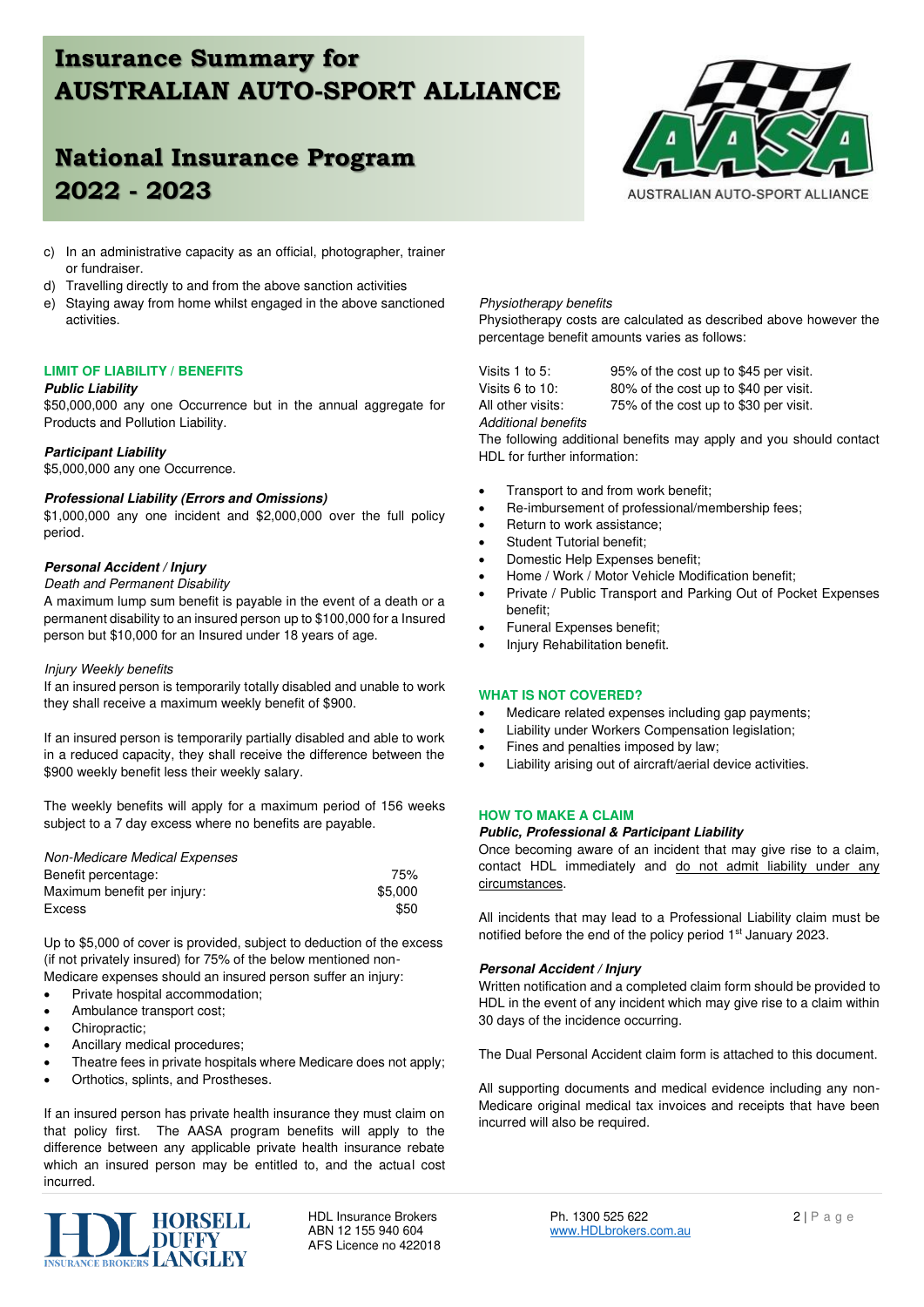# Insurance Summary for AUSTRALIAN AUTO-SPORT ALLIANCE

# National Insurance Program 2022 - 2023

c) In an administrative capacity as an official, photographer, trainer or fundraiser.
d) Travelling directly to and from the above sanction activities
e) Staying away from home whilst engaged in the above sanctioned activities.

## LIMIT OF LIABILITY / BENEFITS

***Public Liability***

$50,000,000 any one Occurrence but in the annual aggregate for Products and Pollution Liability.

***Participant Liability***

$5,000,000 any one Occurrence.

***Professional Liability (Errors and Omissions)***

$1,000,000 any one incident and $2,000,000 over the full policy period.

***Personal Accident / Injury***

*Death and Permanent Disability*

A maximum lump sum benefit is payable in the event of a death or a permanent disability to an insured person up to $100,000 for a Insured person but $10,000 for an Insured under 18 years of age.

*Injury Weekly benefits*

If an insured person is temporarily totally disabled and unable to work they shall receive a maximum weekly benefit of $900.

If an insured person is temporarily partially disabled and able to work in a reduced capacity, they shall receive the difference between the $900 weekly benefit less their weekly salary.

The weekly benefits will apply for a maximum period of 156 weeks subject to a 7 day excess where no benefits are payable.

*Non-Medicare Medical Expenses*

| | |
|---|---|
| Benefit percentage: | 75% |
| Maximum benefit per injury: | $5,000 |
| Excess | $50 |

Up to $5,000 of cover is provided, subject to deduction of the excess (if not privately insured) for 75% of the below mentioned non-Medicare expenses should an insured person suffer an injury:

- Private hospital accommodation;
- Ambulance transport cost;
- Chiropractic;
- Ancillary medical procedures;
- Theatre fees in private hospitals where Medicare does not apply;
- Orthotics, splints, and Prostheses.

If an insured person has private health insurance they must claim on that policy first. The AASA program benefits will apply to the difference between any applicable private health insurance rebate which an insured person may be entitled to, and the actual cost incurred.

*Physiotherapy benefits*

Physiotherapy costs are calculated as described above however the percentage benefit amounts varies as follows:

| | |
|---|---|
| Visits 1 to 5: | 95% of the cost up to $45 per visit. |
| Visits 6 to 10: | 80% of the cost up to $40 per visit. |
| All other visits: | 75% of the cost up to $30 per visit. |

*Additional benefits*

The following additional benefits may apply and you should contact HDL for further information:

- Transport to and from work benefit;
- Re-imbursement of professional/membership fees;
- Return to work assistance;
- Student Tutorial benefit;
- Domestic Help Expenses benefit;
- Home / Work / Motor Vehicle Modification benefit;
- Private / Public Transport and Parking Out of Pocket Expenses benefit;
- Funeral Expenses benefit;
- Injury Rehabilitation benefit.

## WHAT IS NOT COVERED?

- Medicare related expenses including gap payments;
- Liability under Workers Compensation legislation;
- Fines and penalties imposed by law;
- Liability arising out of aircraft/aerial device activities.

## HOW TO MAKE A CLAIM

***Public, Professional & Participant Liability***

Once becoming aware of an incident that may give rise to a claim, contact HDL immediately and do not admit liability under any circumstances.

All incidents that may lead to a Professional Liability claim must be notified before the end of the policy period 1st January 2023.

***Personal Accident / Injury***

Written notification and a completed claim form should be provided to HDL in the event of any incident which may give rise to a claim within 30 days of the incidence occurring.

The Dual Personal Accident claim form is attached to this document.

All supporting documents and medical evidence including any non-Medicare original medical tax invoices and receipts that have been incurred will also be required.

HORSELL DUFFY LANGLEY INSURANCE BROKERS

HDL Insurance Brokers
ABN 12 155 940 604
AFS Licence no 422018

Ph. 1300 525 622
www.HDLbrokers.com.au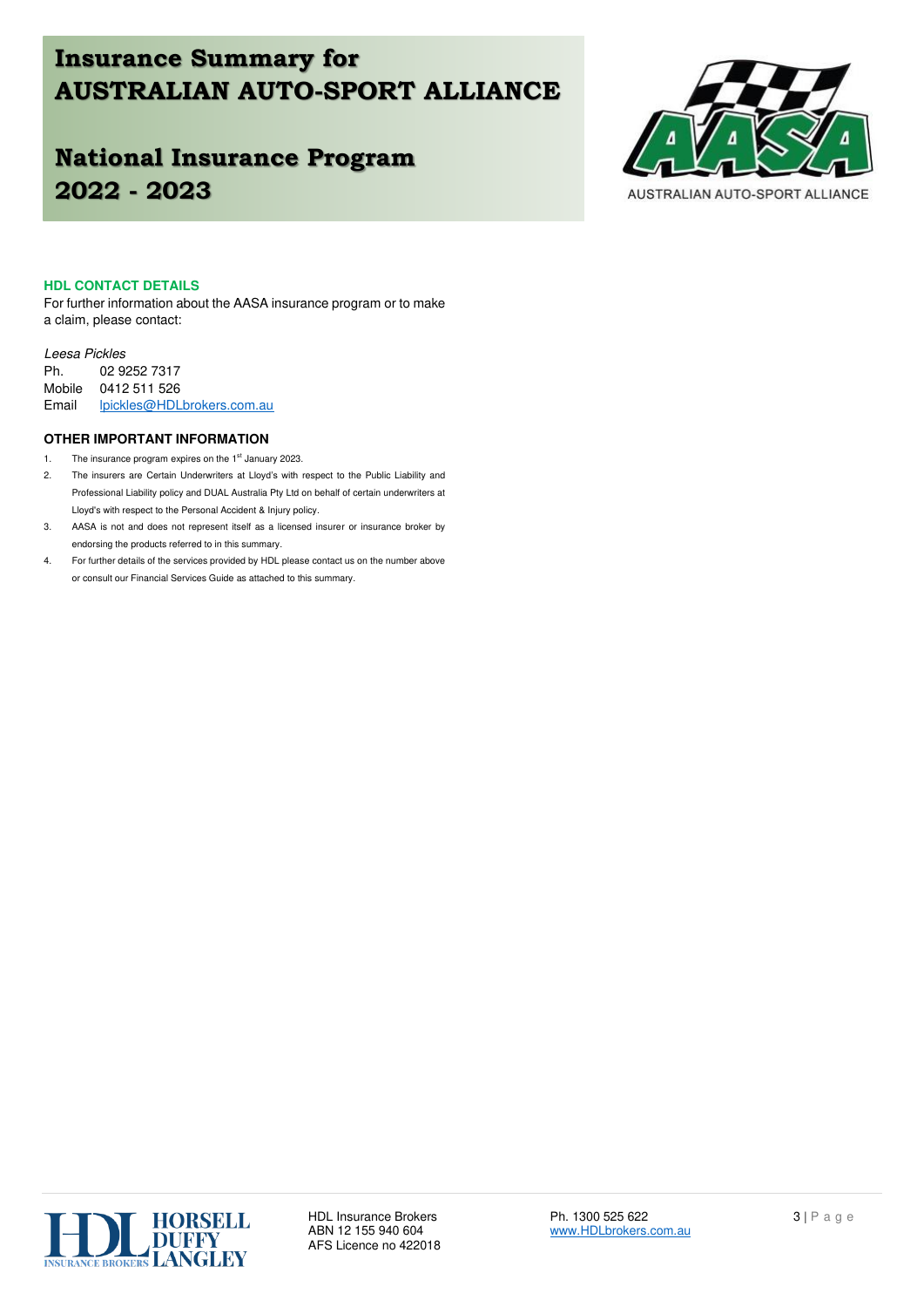# Insurance Summary for AUSTRALIAN AUTO-SPORT ALLIANCE

# National Insurance Program 2022 - 2023

AUSTRALIAN AUTO-SPORT ALLIANCE

**HDL CONTACT DETAILS**

For further information about the AASA insurance program or to make a claim, please contact:

*Leesa Pickles*
Ph. 02 9252 7317
Mobile 0412 511 526
Email lpickles@HDLbrokers.com.au

**OTHER IMPORTANT INFORMATION**

1. The insurance program expires on the 1st January 2023.
2. The insurers are Certain Underwriters at Lloyd's with respect to the Public Liability and Professional Liability policy and DUAL Australia Pty Ltd on behalf of certain underwriters at Lloyd's with respect to the Personal Accident & Injury policy.
3. AASA is not and does not represent itself as a licensed insurer or insurance broker by endorsing the products referred to in this summary.
4. For further details of the services provided by HDL please contact us on the number above or consult our Financial Services Guide as attached to this summary.

HORSELL DUFFY LANGLEY INSURANCE BROKERS

HDL Insurance Brokers
ABN 12 155 940 604
AFS Licence no 422018

Ph. 1300 525 622
www.HDLbrokers.com.au